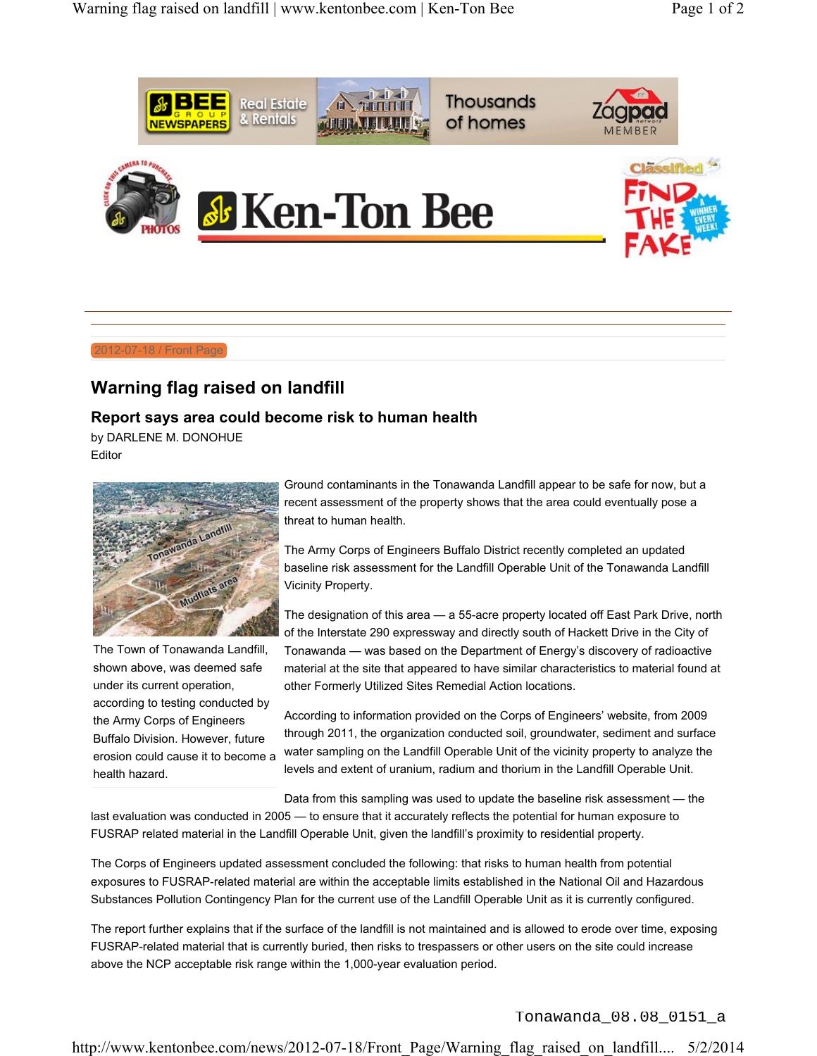2012-07-18 / Front Page

# Warning flag raised on landfill

## Report says area could become risk to human health

by DARLENE M. DONOHUE
Editor

The Town of Tonawanda Landfill, shown above, was deemed safe under its current operation, according to testing conducted by the Army Corps of Engineers Buffalo Division. However, future erosion could cause it to become a health hazard.

Ground contaminants in the Tonawanda Landfill appear to be safe for now, but a recent assessment of the property shows that the area could eventually pose a threat to human health.

The Army Corps of Engineers Buffalo District recently completed an updated baseline risk assessment for the Landfill Operable Unit of the Tonawanda Landfill Vicinity Property.

The designation of this area — a 55-acre property located off East Park Drive, north of the Interstate 290 expressway and directly south of Hackett Drive in the City of Tonawanda — was based on the Department of Energy's discovery of radioactive material at the site that appeared to have similar characteristics to material found at other Formerly Utilized Sites Remedial Action locations.

According to information provided on the Corps of Engineers' website, from 2009 through 2011, the organization conducted soil, groundwater, sediment and surface water sampling on the Landfill Operable Unit of the vicinity property to analyze the levels and extent of uranium, radium and thorium in the Landfill Operable Unit.

Data from this sampling was used to update the baseline risk assessment — the last evaluation was conducted in 2005 — to ensure that it accurately reflects the potential for human exposure to FUSRAP related material in the Landfill Operable Unit, given the landfill's proximity to residential property.

The Corps of Engineers updated assessment concluded the following: that risks to human health from potential exposures to FUSRAP-related material are within the acceptable limits established in the National Oil and Hazardous Substances Pollution Contingency Plan for the current use of the Landfill Operable Unit as it is currently configured.

The report further explains that if the surface of the landfill is not maintained and is allowed to erode over time, exposing FUSRAP-related material that is currently buried, then risks to trespassers or other users on the site could increase above the NCP acceptable risk range within the 1,000-year evaluation period.

Tonawanda_08.08_0151_a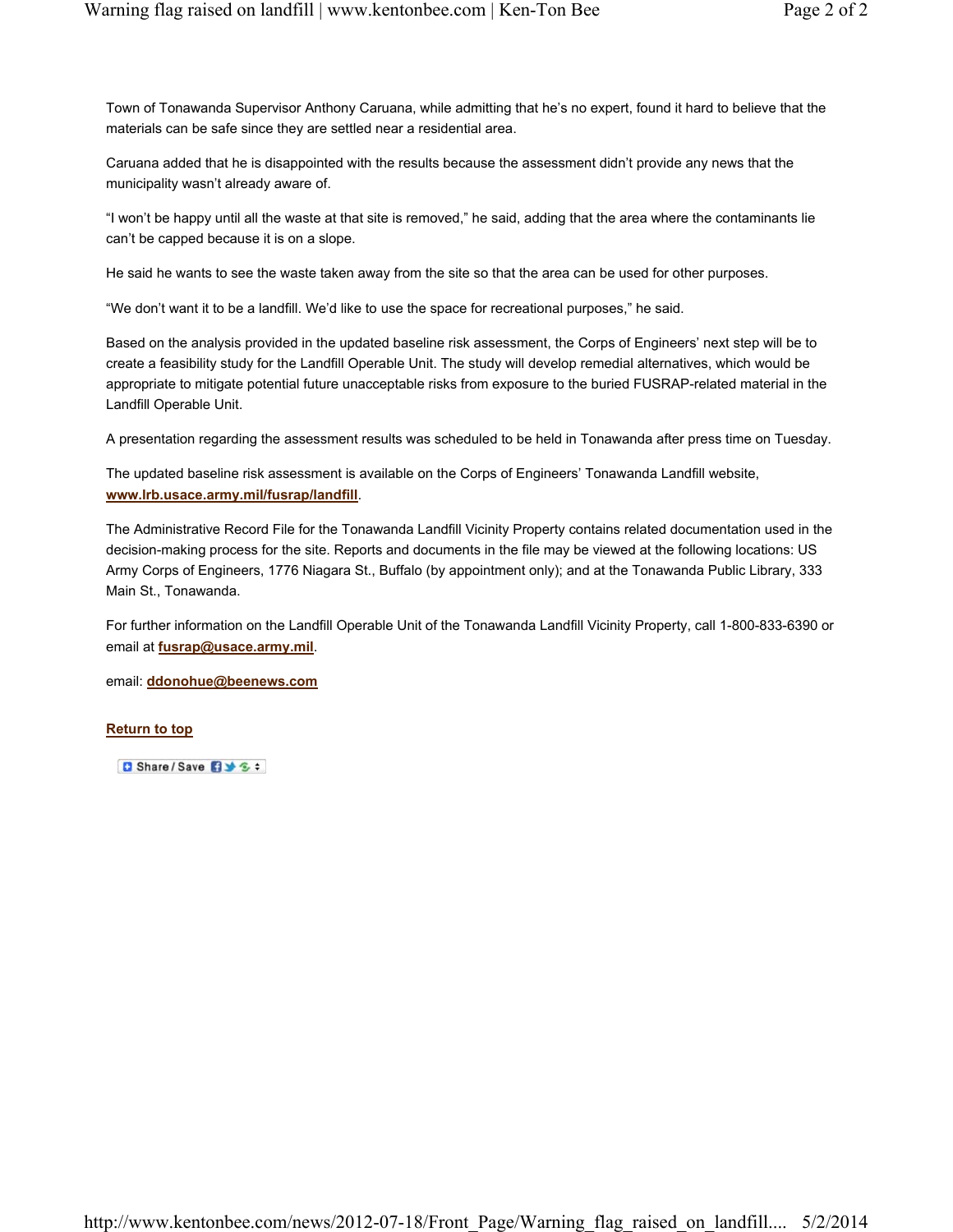Town of Tonawanda Supervisor Anthony Caruana, while admitting that he's no expert, found it hard to believe that the materials can be safe since they are settled near a residential area.

Caruana added that he is disappointed with the results because the assessment didn't provide any news that the municipality wasn't already aware of.

"I won't be happy until all the waste at that site is removed," he said, adding that the area where the contaminants lie can't be capped because it is on a slope.

He said he wants to see the waste taken away from the site so that the area can be used for other purposes.

"We don't want it to be a landfill. We'd like to use the space for recreational purposes," he said.

Based on the analysis provided in the updated baseline risk assessment, the Corps of Engineers' next step will be to create a feasibility study for the Landfill Operable Unit. The study will develop remedial alternatives, which would be appropriate to mitigate potential future unacceptable risks from exposure to the buried FUSRAP-related material in the Landfill Operable Unit.

A presentation regarding the assessment results was scheduled to be held in Tonawanda after press time on Tuesday.

The updated baseline risk assessment is available on the Corps of Engineers' Tonawanda Landfill website, **www.lrb.usace.army.mil/fusrap/landfill**.

The Administrative Record File for the Tonawanda Landfill Vicinity Property contains related documentation used in the decision-making process for the site. Reports and documents in the file may be viewed at the following locations: US Army Corps of Engineers, 1776 Niagara St., Buffalo (by appointment only); and at the Tonawanda Public Library, 333 Main St., Tonawanda.

For further information on the Landfill Operable Unit of the Tonawanda Landfill Vicinity Property, call 1-800-833-6390 or email at **fusrap@usace.army.mil**.

email: **ddonohue@beenews.com**

**Return to top**

Share / Save